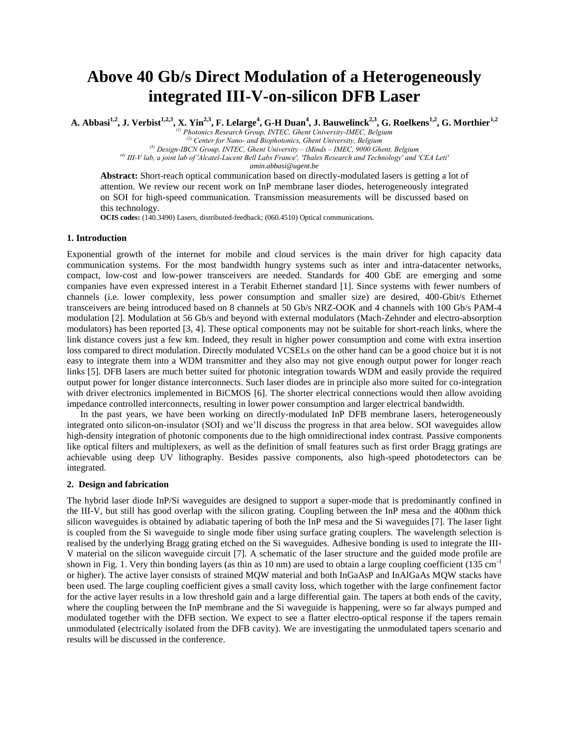# Above 40 Gb/s Direct Modulation of a Heterogeneously integrated III-V-on-silicon DFB Laser

**A. Abbasi[1,2], J. Verbist[1,2,3], X. Yin[2,3], F. Lelarge[4], G-H Duan[4], J. Bauwelinck[2,3], G. Roelkens[1,2], G. Morthier[1,2]**

*(1) Photonics Research Group, INTEC, Ghent University-IMEC, Belgium*
*(2) Center for Nano- and Biophotonics, Ghent University, Belgium*
*(3) Design-IBCN Group, INTEC, Ghent University – iMinds – IMEC, 9000 Ghent, Belgium*
*(4) III-V lab, a joint lab of 'Alcatel-Lucent Bell Labs France', 'Thales Research and Technology' and 'CEA Leti'*
*amin.abbasi@ugent.be*

**Abstract:** Short-reach optical communication based on directly-modulated lasers is getting a lot of attention. We review our recent work on InP membrane laser diodes, heterogeneously integrated on SOI for high-speed communication. Transmission measurements will be discussed based on this technology.

**OCIS codes:** (140.3490) Lasers, distributed-feedback; (060.4510) Optical communications.

## 1. Introduction

Exponential growth of the internet for mobile and cloud services is the main driver for high capacity data communication systems. For the most bandwidth hungry systems such as inter and intra-datacenter networks, compact, low-cost and low-power transceivers are needed. Standards for 400 GbE are emerging and some companies have even expressed interest in a Terabit Ethernet standard [1]. Since systems with fewer numbers of channels (i.e. lower complexity, less power consumption and smaller size) are desired, 400-Gbit/s Ethernet transceivers are being introduced based on 8 channels at 50 Gb/s NRZ-OOK and 4 channels with 100 Gb/s PAM-4 modulation [2]. Modulation at 56 Gb/s and beyond with external modulators (Mach-Zehnder and electro-absorption modulators) has been reported [3, 4]. These optical components may not be suitable for short-reach links, where the link distance covers just a few km. Indeed, they result in higher power consumption and come with extra insertion loss compared to direct modulation. Directly modulated VCSELs on the other hand can be a good choice but it is not easy to integrate them into a WDM transmitter and they also may not give enough output power for longer reach links [5]. DFB lasers are much better suited for photonic integration towards WDM and easily provide the required output power for longer distance interconnects. Such laser diodes are in principle also more suited for co-integration with driver electronics implemented in BiCMOS [6]. The shorter electrical connections would then allow avoiding impedance controlled interconnects, resulting in lower power consumption and larger electrical bandwidth.

In the past years, we have been working on directly-modulated InP DFB membrane lasers, heterogeneously integrated onto silicon-on-insulator (SOI) and we'll discuss the progress in that area below. SOI waveguides allow high-density integration of photonic components due to the high omnidirectional index contrast. Passive components like optical filters and multiplexers, as well as the definition of small features such as first order Bragg gratings are achievable using deep UV lithography. Besides passive components, also high-speed photodetectors can be integrated.

## 2. Design and fabrication

The hybrid laser diode InP/Si waveguides are designed to support a super-mode that is predominantly confined in the III-V, but still has good overlap with the silicon grating. Coupling between the InP mesa and the 400nm thick silicon waveguides is obtained by adiabatic tapering of both the InP mesa and the Si waveguides [7]. The laser light is coupled from the Si waveguide to single mode fiber using surface grating couplers. The wavelength selection is realised by the underlying Bragg grating etched on the Si waveguides. Adhesive bonding is used to integrate the III-V material on the silicon waveguide circuit [7]. A schematic of the laser structure and the guided mode profile are shown in Fig. 1. Very thin bonding layers (as thin as 10 nm) are used to obtain a large coupling coefficient (135 $cm^{-1}$ or higher). The active layer consists of strained MQW material and both InGaAsP and InAlGaAs MQW stacks have been used. The large coupling coefficient gives a small cavity loss, which together with the large confinement factor for the active layer results in a low threshold gain and a large differential gain. The tapers at both ends of the cavity, where the coupling between the InP membrane and the Si waveguide is happening, were so far always pumped and modulated together with the DFB section. We expect to see a flatter electro-optical response if the tapers remain unmodulated (electrically isolated from the DFB cavity). We are investigating the unmodulated tapers scenario and results will be discussed in the conference.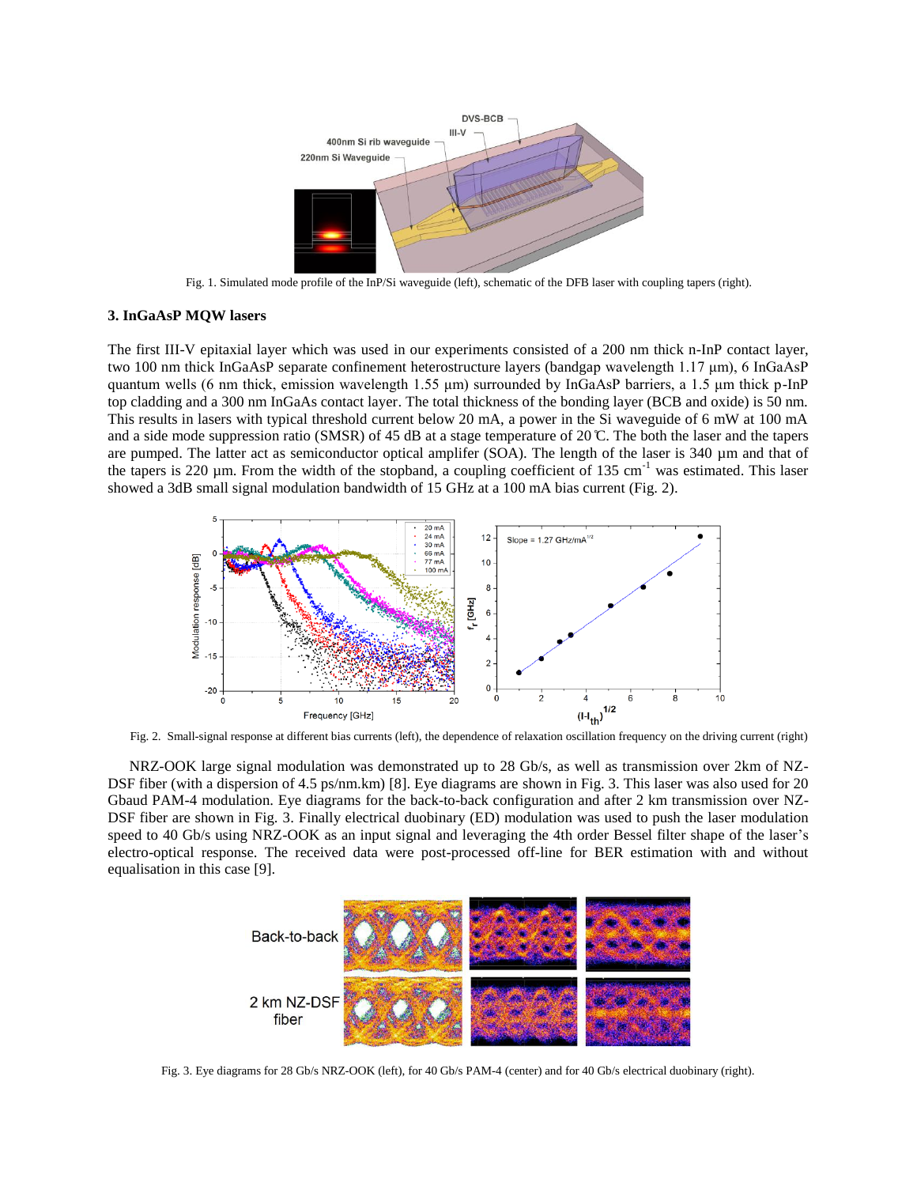Fig. 1. Simulated mode profile of the InP/Si waveguide (left), schematic of the DFB laser with coupling tapers (right).

### 3. InGaAsP MQW lasers

The first III-V epitaxial layer which was used in our experiments consisted of a 200 nm thick n-InP contact layer, two 100 nm thick InGaAsP separate confinement heterostructure layers (bandgap wavelength 1.17 µm), 6 InGaAsP quantum wells (6 nm thick, emission wavelength 1.55 µm) surrounded by InGaAsP barriers, a 1.5 µm thick p-InP top cladding and a 300 nm InGaAs contact layer. The total thickness of the bonding layer (BCB and oxide) is 50 nm. This results in lasers with typical threshold current below 20 mA, a power in the Si waveguide of 6 mW at 100 mA and a side mode suppression ratio (SMSR) of 45 dB at a stage temperature of 20 ℃. The both the laser and the tapers are pumped. The latter act as semiconductor optical amplifer (SOA). The length of the laser is 340 µm and that of the tapers is 220 µm. From the width of the stopband, a coupling coefficient of 135 cm$^{-1}$ was estimated. This laser showed a 3dB small signal modulation bandwidth of 15 GHz at a 100 mA bias current (Fig. 2).

Fig. 2. Small-signal response at different bias currents (left), the dependence of relaxation oscillation frequency on the driving current (right)

NRZ-OOK large signal modulation was demonstrated up to 28 Gb/s, as well as transmission over 2km of NZ-DSF fiber (with a dispersion of 4.5 ps/nm.km) [8]. Eye diagrams are shown in Fig. 3. This laser was also used for 20 Gbaud PAM-4 modulation. Eye diagrams for the back-to-back configuration and after 2 km transmission over NZ-DSF fiber are shown in Fig. 3. Finally electrical duobinary (ED) modulation was used to push the laser modulation speed to 40 Gb/s using NRZ-OOK as an input signal and leveraging the 4th order Bessel filter shape of the laser's electro-optical response. The received data were post-processed off-line for BER estimation with and without equalisation in this case [9].

Fig. 3. Eye diagrams for 28 Gb/s NRZ-OOK (left), for 40 Gb/s PAM-4 (center) and for 40 Gb/s electrical duobinary (right).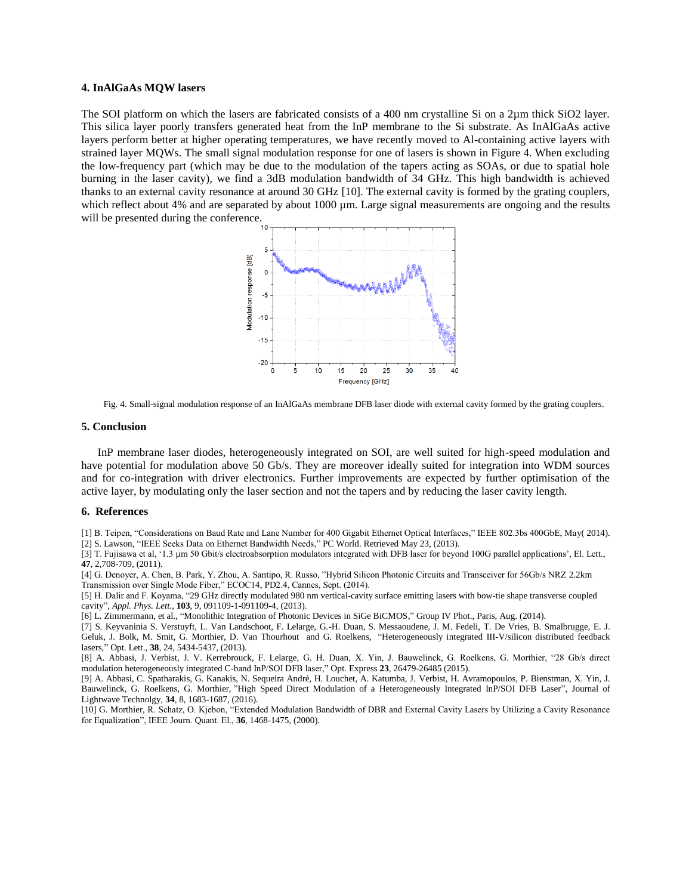## 4. InAlGaAs MQW lasers

The SOI platform on which the lasers are fabricated consists of a 400 nm crystalline Si on a 2µm thick SiO2 layer. This silica layer poorly transfers generated heat from the InP membrane to the Si substrate. As InAlGaAs active layers perform better at higher operating temperatures, we have recently moved to Al-containing active layers with strained layer MQWs. The small signal modulation response for one of lasers is shown in Figure 4. When excluding the low-frequency part (which may be due to the modulation of the tapers acting as SOAs, or due to spatial hole burning in the laser cavity), we find a 3dB modulation bandwidth of 34 GHz. This high bandwidth is achieved thanks to an external cavity resonance at around 30 GHz [10]. The external cavity is formed by the grating couplers, which reflect about 4% and are separated by about 1000 µm. Large signal measurements are ongoing and the results will be presented during the conference.

Modulation response [dB]

10
5
0
-5
-10
-15
-20

0 5 10 15 20 25 30 35 40

Frequency [GHz]

Fig. 4. Small-signal modulation response of an InAlGaAs membrane DFB laser diode with external cavity formed by the grating couplers.

## 5. Conclusion

InP membrane laser diodes, heterogeneously integrated on SOI, are well suited for high-speed modulation and have potential for modulation above 50 Gb/s. They are moreover ideally suited for integration into WDM sources and for co-integration with driver electronics. Further improvements are expected by further optimisation of the active layer, by modulating only the laser section and not the tapers and by reducing the laser cavity length.

## 6. References

[1] B. Teipen, "Considerations on Baud Rate and Lane Number for 400 Gigabit Ethernet Optical Interfaces," IEEE 802.3bs 400GbE, May( 2014).

[2] S. Lawson, "IEEE Seeks Data on Ethernet Bandwidth Needs," PC World. Retrieved May 23, (2013).

[3] T. Fujisawa et al, '1.3 µm 50 Gbit/s electroabsorption modulators integrated with DFB laser for beyond 100G parallel applications', El. Lett., **47**, 2,708-709, (2011).

[4] G. Denoyer, A. Chen, B. Park, Y. Zhou, A. Santipo, R. Russo, "Hybrid Silicon Photonic Circuits and Transceiver for 56Gb/s NRZ 2.2km Transmission over Single Mode Fiber," ECOC14, PD2.4, Cannes, Sept. (2014).

[5] H. Dalir and F. Koyama, "29 GHz directly modulated 980 nm vertical-cavity surface emitting lasers with bow-tie shape transverse coupled cavity", *Appl. Phys. Lett.*, **103**, 9, 091109-1-091109-4, (2013).

[6] L. Zimmermann, et al., "Monolithic Integration of Photonic Devices in SiGe BiCMOS," Group IV Phot., Paris, Aug. (2014).

[7] S. Keyvaninia S. Verstuyft, L. Van Landschoot, F. Lelarge, G.-H. Duan, S. Messaoudene, J. M. Fedeli, T. De Vries, B. Smalbrugge, E. J. Geluk, J. Bolk, M. Smit, G. Morthier, D. Van Thourhout and G. Roelkens, "Heterogeneously integrated III-V/silicon distributed feedback lasers," Opt. Lett., **38**, 24, 5434-5437, (2013).

[8] A. Abbasi, J. Verbist, J. V. Kerrebrouck, F. Lelarge, G. H. Duan, X. Yin, J. Bauwelinck, G. Roelkens, G. Morthier, "28 Gb/s direct modulation heterogeneously integrated C-band InP/SOI DFB laser," Opt. Express **23**, 26479-26485 (2015).

[9] A. Abbasi, C. Spatharakis, G. Kanakis, N. Sequeira André, H. Louchet, A. Katumba, J. Verbist, H. Avramopoulos, P. Bienstman, X. Yin, J. Bauwelinck, G. Roelkens, G. Morthier, "High Speed Direct Modulation of a Heterogeneously Integrated InP/SOI DFB Laser", Journal of Lightwave Technolgy, **34**, 8, 1683-1687, (2016).

[10] G. Morthier, R. Schatz, O. Kjebon, "Extended Modulation Bandwidth of DBR and External Cavity Lasers by Utilizing a Cavity Resonance for Equalization", IEEE Journ. Quant. El., **36**, 1468-1475, (2000).